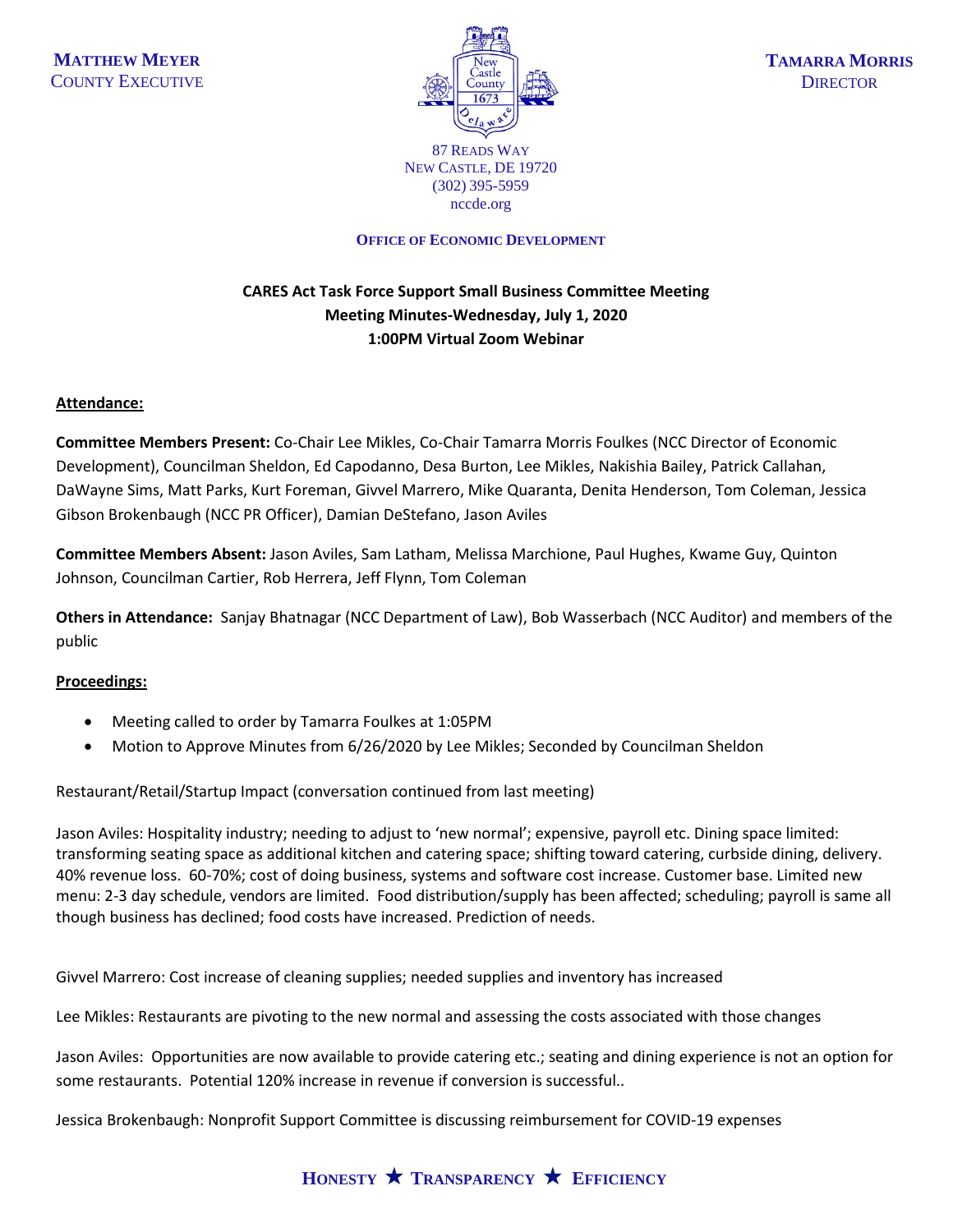**Matthew Meyer**
County Executive

**Tamarra Morris**
Director

87 Reads Way
New Castle, DE 19720
(302) 395-5959
nccde.org

**Office of Economic Development**

**CARES Act Task Force Support Small Business Committee Meeting**
**Meeting Minutes-Wednesday, July 1, 2020**
**1:00PM Virtual Zoom Webinar**

**Attendance:**

**Committee Members Present:** Co-Chair Lee Mikles, Co-Chair Tamarra Morris Foulkes (NCC Director of Economic Development), Councilman Sheldon, Ed Capodanno, Desa Burton, Lee Mikles, Nakishia Bailey, Patrick Callahan, DaWayne Sims, Matt Parks, Kurt Foreman, Givvel Marrero, Mike Quaranta, Denita Henderson, Tom Coleman, Jessica Gibson Brokenbaugh (NCC PR Officer), Damian DeStefano, Jason Aviles

**Committee Members Absent:** Jason Aviles, Sam Latham, Melissa Marchione, Paul Hughes, Kwame Guy, Quinton Johnson, Councilman Cartier, Rob Herrera, Jeff Flynn, Tom Coleman

**Others in Attendance:** Sanjay Bhatnagar (NCC Department of Law), Bob Wasserbach (NCC Auditor) and members of the public

**Proceedings:**

- Meeting called to order by Tamarra Foulkes at 1:05PM
- Motion to Approve Minutes from 6/26/2020 by Lee Mikles; Seconded by Councilman Sheldon

Restaurant/Retail/Startup Impact (conversation continued from last meeting)

Jason Aviles: Hospitality industry; needing to adjust to 'new normal'; expensive, payroll etc. Dining space limited: transforming seating space as additional kitchen and catering space; shifting toward catering, curbside dining, delivery. 40% revenue loss. 60-70%; cost of doing business, systems and software cost increase. Customer base. Limited new menu: 2-3 day schedule, vendors are limited. Food distribution/supply has been affected; scheduling; payroll is same all though business has declined; food costs have increased. Prediction of needs.

Givvel Marrero: Cost increase of cleaning supplies; needed supplies and inventory has increased

Lee Mikles: Restaurants are pivoting to the new normal and assessing the costs associated with those changes

Jason Aviles: Opportunities are now available to provide catering etc.; seating and dining experience is not an option for some restaurants. Potential 120% increase in revenue if conversion is successful..

Jessica Brokenbaugh: Nonprofit Support Committee is discussing reimbursement for COVID-19 expenses

**Honesty ★ Transparency ★ Efficiency**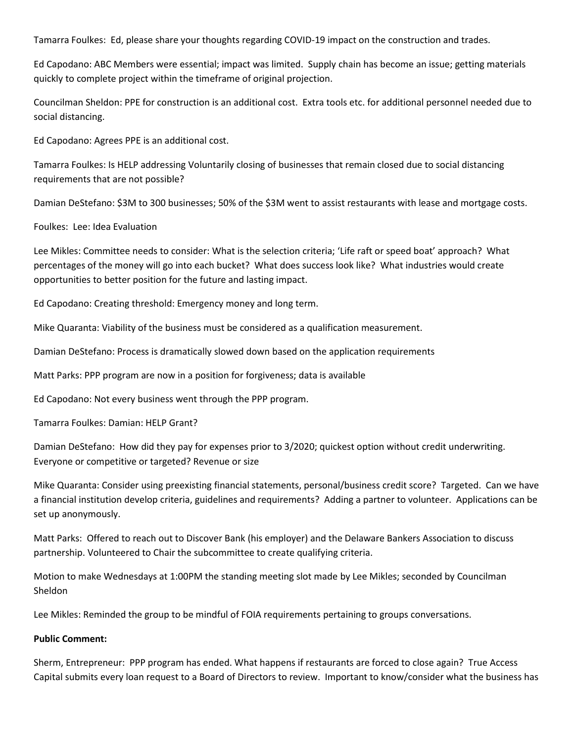Tamarra Foulkes: Ed, please share your thoughts regarding COVID-19 impact on the construction and trades.

Ed Capodano: ABC Members were essential; impact was limited. Supply chain has become an issue; getting materials quickly to complete project within the timeframe of original projection.

Councilman Sheldon: PPE for construction is an additional cost. Extra tools etc. for additional personnel needed due to social distancing.

Ed Capodano: Agrees PPE is an additional cost.

Tamarra Foulkes: Is HELP addressing Voluntarily closing of businesses that remain closed due to social distancing requirements that are not possible?

Damian DeStefano: $3M to 300 businesses; 50% of the $3M went to assist restaurants with lease and mortgage costs.

Foulkes: Lee: Idea Evaluation

Lee Mikles: Committee needs to consider: What is the selection criteria; 'Life raft or speed boat' approach? What percentages of the money will go into each bucket? What does success look like? What industries would create opportunities to better position for the future and lasting impact.

Ed Capodano: Creating threshold: Emergency money and long term.

Mike Quaranta: Viability of the business must be considered as a qualification measurement.

Damian DeStefano: Process is dramatically slowed down based on the application requirements

Matt Parks: PPP program are now in a position for forgiveness; data is available

Ed Capodano: Not every business went through the PPP program.

Tamarra Foulkes: Damian: HELP Grant?

Damian DeStefano: How did they pay for expenses prior to 3/2020; quickest option without credit underwriting. Everyone or competitive or targeted? Revenue or size

Mike Quaranta: Consider using preexisting financial statements, personal/business credit score? Targeted. Can we have a financial institution develop criteria, guidelines and requirements? Adding a partner to volunteer. Applications can be set up anonymously.

Matt Parks: Offered to reach out to Discover Bank (his employer) and the Delaware Bankers Association to discuss partnership. Volunteered to Chair the subcommittee to create qualifying criteria.

Motion to make Wednesdays at 1:00PM the standing meeting slot made by Lee Mikles; seconded by Councilman Sheldon

Lee Mikles: Reminded the group to be mindful of FOIA requirements pertaining to groups conversations.

**Public Comment:**

Sherm, Entrepreneur: PPP program has ended. What happens if restaurants are forced to close again? True Access Capital submits every loan request to a Board of Directors to review. Important to know/consider what the business has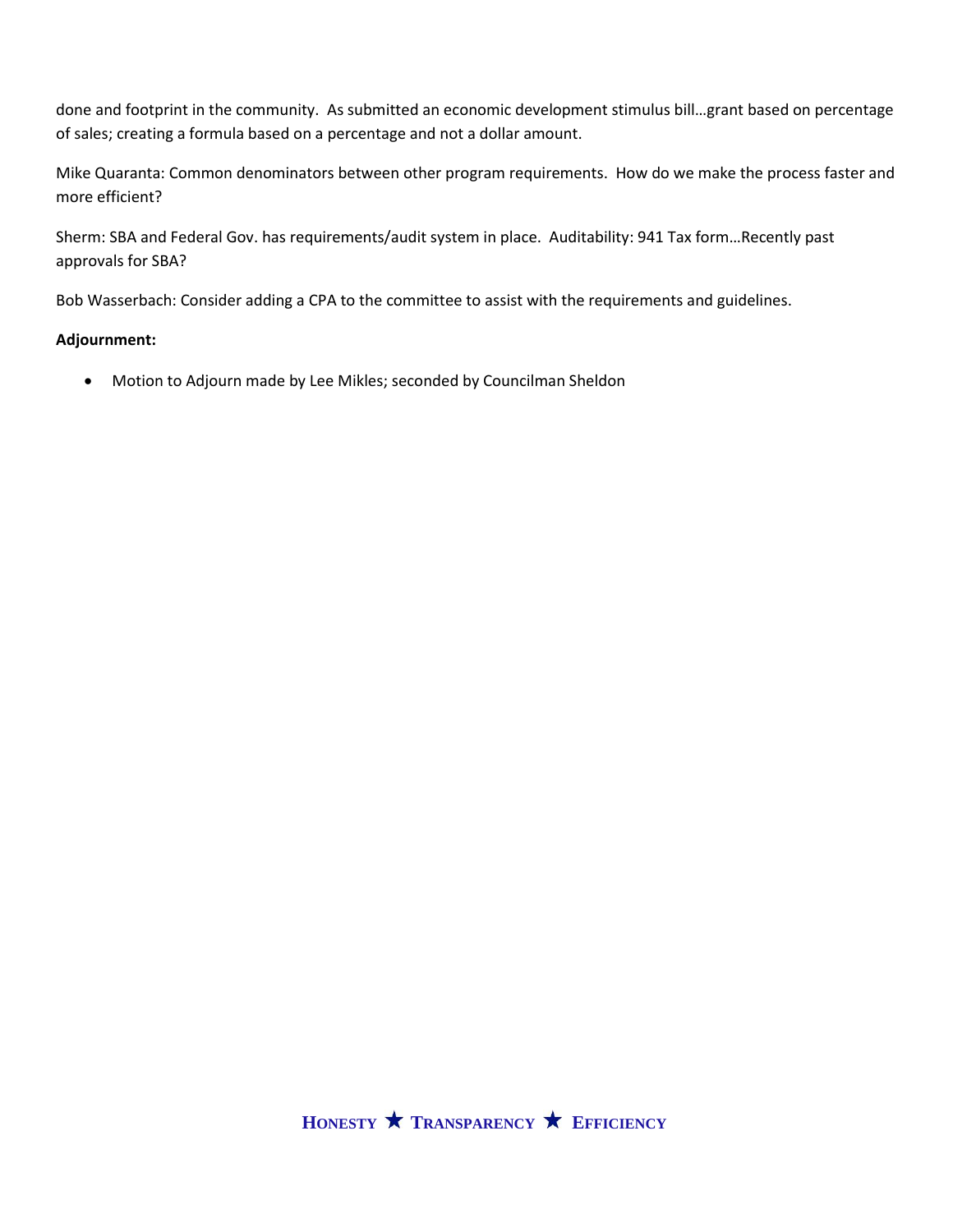done and footprint in the community. As submitted an economic development stimulus bill…grant based on percentage of sales; creating a formula based on a percentage and not a dollar amount.

Mike Quaranta: Common denominators between other program requirements. How do we make the process faster and more efficient?

Sherm: SBA and Federal Gov. has requirements/audit system in place. Auditability: 941 Tax form…Recently past approvals for SBA?

Bob Wasserbach: Consider adding a CPA to the committee to assist with the requirements and guidelines.

**Adjournment:**

- Motion to Adjourn made by Lee Mikles; seconded by Councilman Sheldon